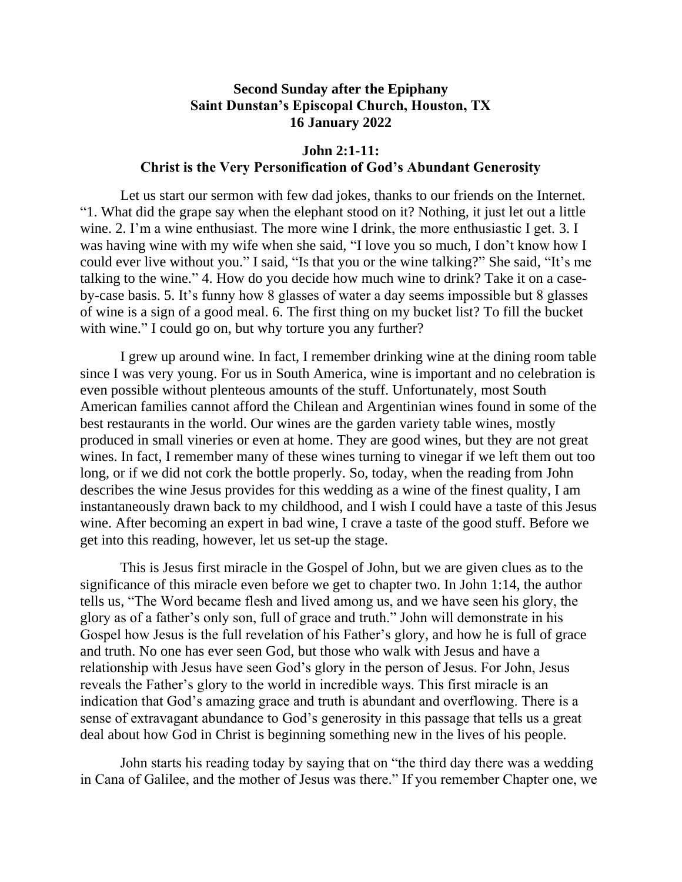**Second Sunday after the Epiphany**
**Saint Dunstan's Episcopal Church, Houston, TX**
**16 January 2022**

**John 2:1-11:**
**Christ is the Very Personification of God's Abundant Generosity**

Let us start our sermon with few dad jokes, thanks to our friends on the Internet. "1. What did the grape say when the elephant stood on it? Nothing, it just let out a little wine. 2. I'm a wine enthusiast. The more wine I drink, the more enthusiastic I get. 3. I was having wine with my wife when she said, "I love you so much, I don't know how I could ever live without you." I said, "Is that you or the wine talking?" She said, "It's me talking to the wine." 4. How do you decide how much wine to drink? Take it on a case-by-case basis. 5. It's funny how 8 glasses of water a day seems impossible but 8 glasses of wine is a sign of a good meal. 6. The first thing on my bucket list? To fill the bucket with wine." I could go on, but why torture you any further?

I grew up around wine. In fact, I remember drinking wine at the dining room table since I was very young. For us in South America, wine is important and no celebration is even possible without plenteous amounts of the stuff. Unfortunately, most South American families cannot afford the Chilean and Argentinian wines found in some of the best restaurants in the world. Our wines are the garden variety table wines, mostly produced in small vineries or even at home. They are good wines, but they are not great wines. In fact, I remember many of these wines turning to vinegar if we left them out too long, or if we did not cork the bottle properly. So, today, when the reading from John describes the wine Jesus provides for this wedding as a wine of the finest quality, I am instantaneously drawn back to my childhood, and I wish I could have a taste of this Jesus wine. After becoming an expert in bad wine, I crave a taste of the good stuff. Before we get into this reading, however, let us set-up the stage.

This is Jesus first miracle in the Gospel of John, but we are given clues as to the significance of this miracle even before we get to chapter two. In John 1:14, the author tells us, "The Word became flesh and lived among us, and we have seen his glory, the glory as of a father's only son, full of grace and truth." John will demonstrate in his Gospel how Jesus is the full revelation of his Father's glory, and how he is full of grace and truth. No one has ever seen God, but those who walk with Jesus and have a relationship with Jesus have seen God's glory in the person of Jesus. For John, Jesus reveals the Father's glory to the world in incredible ways. This first miracle is an indication that God's amazing grace and truth is abundant and overflowing. There is a sense of extravagant abundance to God's generosity in this passage that tells us a great deal about how God in Christ is beginning something new in the lives of his people.

John starts his reading today by saying that on "the third day there was a wedding in Cana of Galilee, and the mother of Jesus was there." If you remember Chapter one, we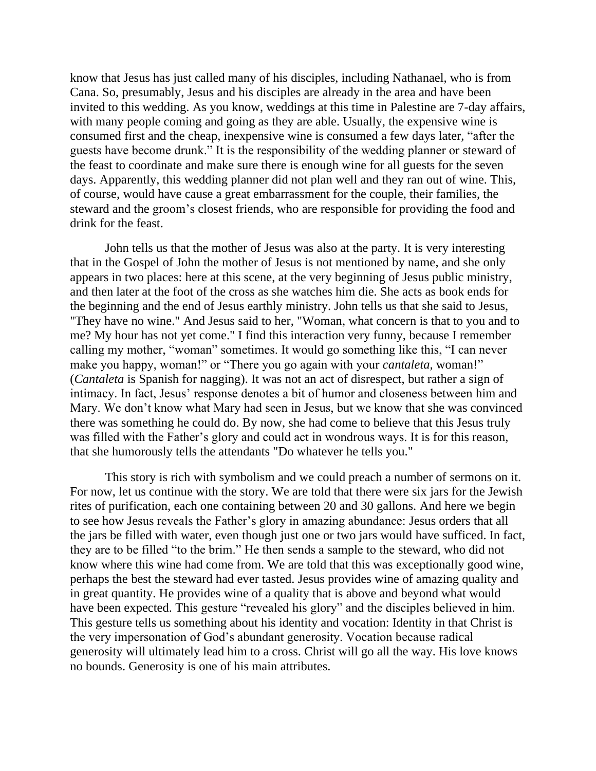know that Jesus has just called many of his disciples, including Nathanael, who is from Cana. So, presumably, Jesus and his disciples are already in the area and have been invited to this wedding. As you know, weddings at this time in Palestine are 7-day affairs, with many people coming and going as they are able. Usually, the expensive wine is consumed first and the cheap, inexpensive wine is consumed a few days later, "after the guests have become drunk." It is the responsibility of the wedding planner or steward of the feast to coordinate and make sure there is enough wine for all guests for the seven days. Apparently, this wedding planner did not plan well and they ran out of wine. This, of course, would have cause a great embarrassment for the couple, their families, the steward and the groom's closest friends, who are responsible for providing the food and drink for the feast.

John tells us that the mother of Jesus was also at the party. It is very interesting that in the Gospel of John the mother of Jesus is not mentioned by name, and she only appears in two places: here at this scene, at the very beginning of Jesus public ministry, and then later at the foot of the cross as she watches him die. She acts as book ends for the beginning and the end of Jesus earthly ministry. John tells us that she said to Jesus, "They have no wine." And Jesus said to her, "Woman, what concern is that to you and to me? My hour has not yet come." I find this interaction very funny, because I remember calling my mother, "woman" sometimes. It would go something like this, "I can never make you happy, woman!" or "There you go again with your *cantaleta,* woman!" (*Cantaleta* is Spanish for nagging). It was not an act of disrespect, but rather a sign of intimacy. In fact, Jesus' response denotes a bit of humor and closeness between him and Mary. We don't know what Mary had seen in Jesus, but we know that she was convinced there was something he could do. By now, she had come to believe that this Jesus truly was filled with the Father's glory and could act in wondrous ways. It is for this reason, that she humorously tells the attendants "Do whatever he tells you."

This story is rich with symbolism and we could preach a number of sermons on it. For now, let us continue with the story. We are told that there were six jars for the Jewish rites of purification, each one containing between 20 and 30 gallons. And here we begin to see how Jesus reveals the Father's glory in amazing abundance: Jesus orders that all the jars be filled with water, even though just one or two jars would have sufficed. In fact, they are to be filled "to the brim." He then sends a sample to the steward, who did not know where this wine had come from. We are told that this was exceptionally good wine, perhaps the best the steward had ever tasted. Jesus provides wine of amazing quality and in great quantity. He provides wine of a quality that is above and beyond what would have been expected. This gesture "revealed his glory" and the disciples believed in him. This gesture tells us something about his identity and vocation: Identity in that Christ is the very impersonation of God's abundant generosity. Vocation because radical generosity will ultimately lead him to a cross. Christ will go all the way. His love knows no bounds. Generosity is one of his main attributes.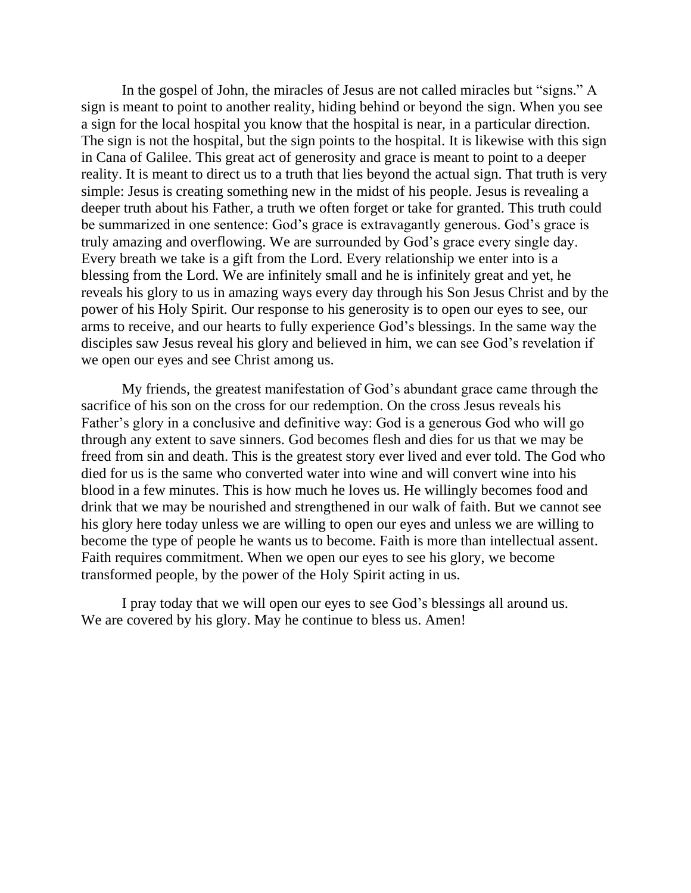In the gospel of John, the miracles of Jesus are not called miracles but "signs." A sign is meant to point to another reality, hiding behind or beyond the sign. When you see a sign for the local hospital you know that the hospital is near, in a particular direction. The sign is not the hospital, but the sign points to the hospital. It is likewise with this sign in Cana of Galilee. This great act of generosity and grace is meant to point to a deeper reality. It is meant to direct us to a truth that lies beyond the actual sign. That truth is very simple: Jesus is creating something new in the midst of his people. Jesus is revealing a deeper truth about his Father, a truth we often forget or take for granted. This truth could be summarized in one sentence: God's grace is extravagantly generous. God's grace is truly amazing and overflowing. We are surrounded by God's grace every single day. Every breath we take is a gift from the Lord. Every relationship we enter into is a blessing from the Lord. We are infinitely small and he is infinitely great and yet, he reveals his glory to us in amazing ways every day through his Son Jesus Christ and by the power of his Holy Spirit. Our response to his generosity is to open our eyes to see, our arms to receive, and our hearts to fully experience God's blessings. In the same way the disciples saw Jesus reveal his glory and believed in him, we can see God's revelation if we open our eyes and see Christ among us.

My friends, the greatest manifestation of God's abundant grace came through the sacrifice of his son on the cross for our redemption. On the cross Jesus reveals his Father's glory in a conclusive and definitive way: God is a generous God who will go through any extent to save sinners. God becomes flesh and dies for us that we may be freed from sin and death. This is the greatest story ever lived and ever told. The God who died for us is the same who converted water into wine and will convert wine into his blood in a few minutes. This is how much he loves us. He willingly becomes food and drink that we may be nourished and strengthened in our walk of faith. But we cannot see his glory here today unless we are willing to open our eyes and unless we are willing to become the type of people he wants us to become. Faith is more than intellectual assent. Faith requires commitment. When we open our eyes to see his glory, we become transformed people, by the power of the Holy Spirit acting in us.

I pray today that we will open our eyes to see God's blessings all around us. We are covered by his glory. May he continue to bless us. Amen!